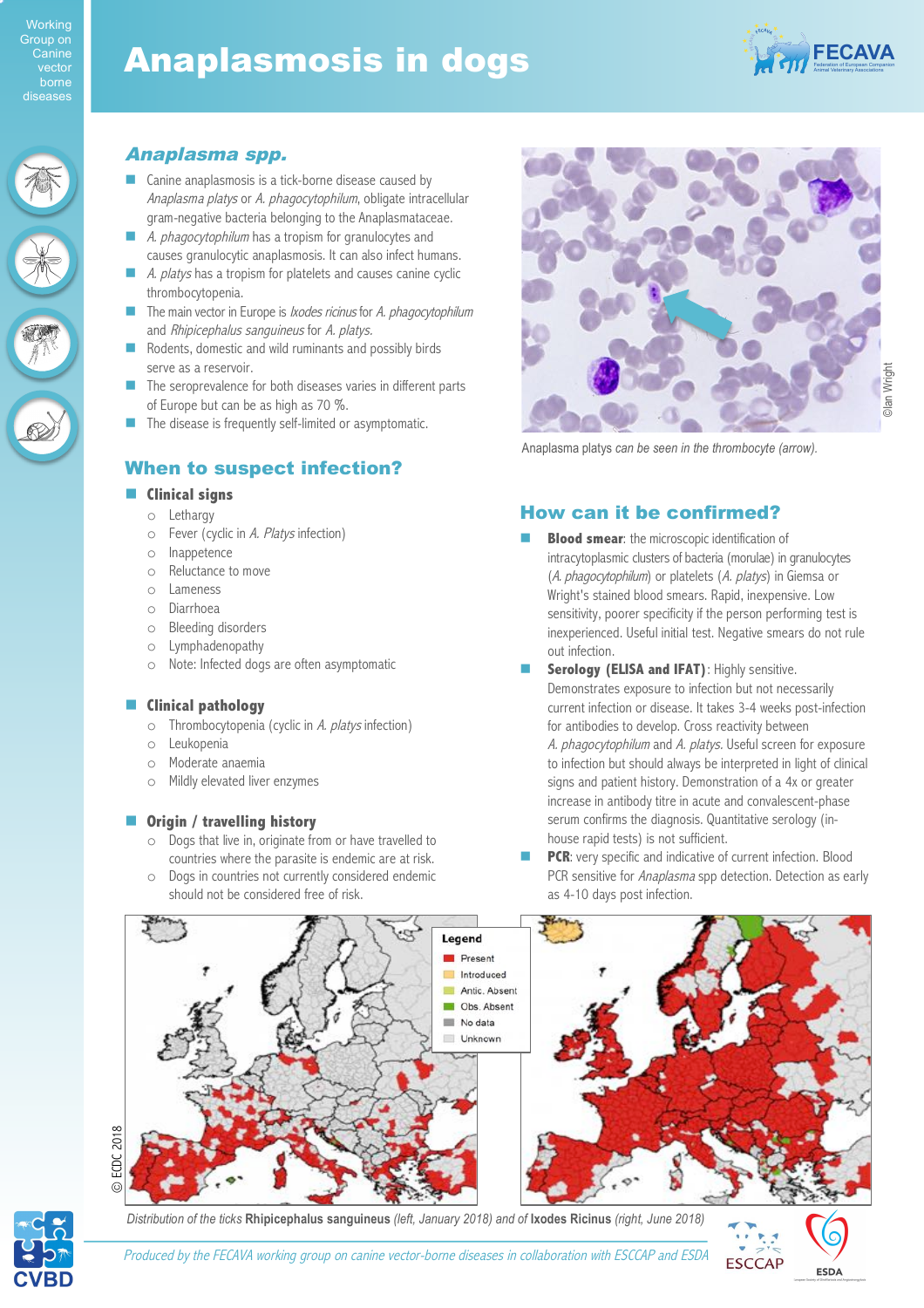# Anaplasmosis in dogs

Working Group on Canine vector borne diseases

## *Anaplasma spp.*

- Canine anaplasmosis is a tick-borne disease caused by *Anaplasma platys* or *A. phagocytophilum*, obligate intracellular gram-negative bacteria belonging to the Anaplasmataceae.
- *A. phagocytophilum* has a tropism for granulocytes and causes granulocytic anaplasmosis. It can also infect humans.
- *A. platys* has a tropism for platelets and causes canine cyclic thrombocytopenia.
- The main vector in Europe is *Ixodes ricinus* for *A. phagocytophilum* and *Rhipicephalus sanguineus* for *A. platys.*
- Rodents, domestic and wild ruminants and possibly birds serve as a reservoir.
- The seroprevalence for both diseases varies in different parts of Europe but can be as high as 70 %.
- The disease is frequently self-limited or asymptomatic.

*Anaplasma platys can be seen in the thrombocyte (arrow).* ©Ian Wright

## When to suspect infection?

- **Clinical signs**
  - Lethargy
  - Fever (cyclic in *A. Platys* infection)
  - Inappetence
  - Reluctance to move
  - Lameness
  - Diarrhoea
  - Bleeding disorders
  - Lymphadenopathy
  - Note: Infected dogs are often asymptomatic
- **Clinical pathology**
  - Thrombocytopenia (cyclic in *A. platys* infection)
  - Leukopenia
  - Moderate anaemia
  - Mildly elevated liver enzymes
- **Origin / travelling history**
  - Dogs that live in, originate from or have travelled to countries where the parasite is endemic are at risk.
  - Dogs in countries not currently considered endemic should not be considered free of risk.

## How can it be confirmed?

- **Blood smear**: the microscopic identification of intracytoplasmic clusters of bacteria (morulae) in granulocytes (*A. phagocytophilum*) or platelets (*A. platys*) in Giemsa or Wright's stained blood smears. Rapid, inexpensive. Low sensitivity, poorer specificity if the person performing test is inexperienced. Useful initial test. Negative smears do not rule out infection.
- **Serology (ELISA and IFAT)**: Highly sensitive. Demonstrates exposure to infection but not necessarily current infection or disease. It takes 3-4 weeks post-infection for antibodies to develop. Cross reactivity between *A. phagocytophilum* and *A. platys.* Useful screen for exposure to infection but should always be interpreted in light of clinical signs and patient history. Demonstration of a 4x or greater increase in antibody titre in acute and convalescent-phase serum confirms the diagnosis. Quantitative serology (in-house rapid tests) is not sufficient.
- **PCR**: very specific and indicative of current infection. Blood PCR sensitive for *Anaplasma* spp detection. Detection as early as 4-10 days post infection.

Legend: Present, Introduced, Antic. Absent, Obs. Absent, No data, Unknown

© ECDC 2018

*Distribution of the ticks* **Rhipicephalus sanguineus** *(left, January 2018) and of* **Ixodes Ricinus** *(right, June 2018)*

*Produced by the FECAVA working group on canine vector-borne diseases in collaboration with ESCCAP and ESDA*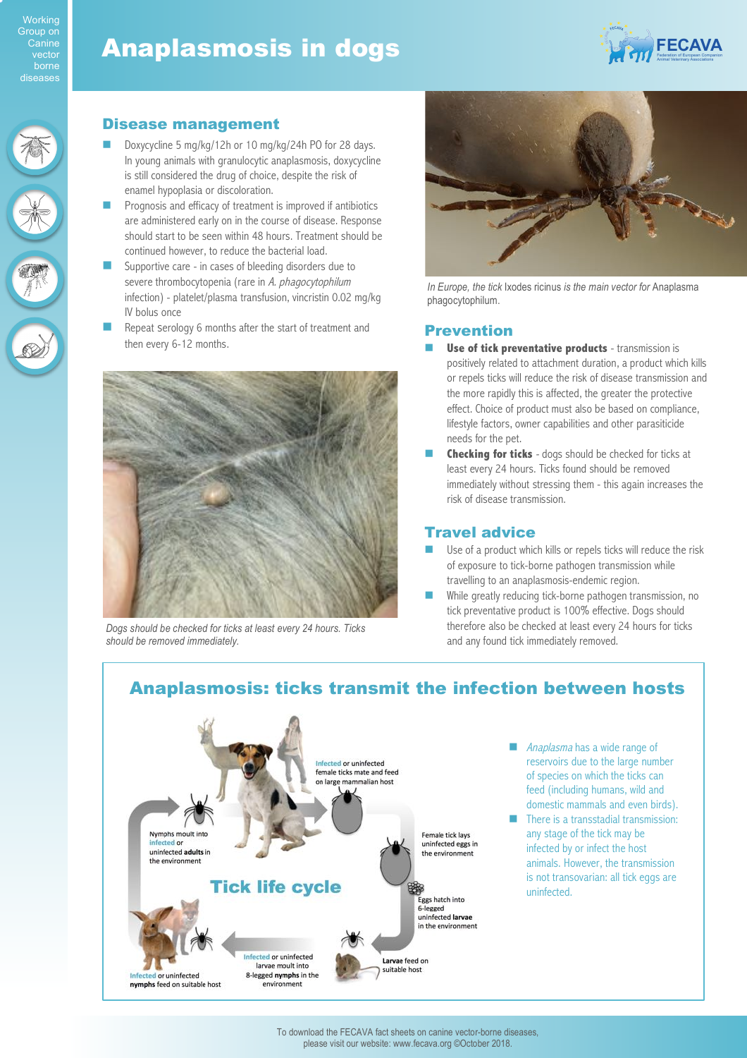# Anaplasmosis in dogs

## Disease management

- Doxycycline 5 mg/kg/12h or 10 mg/kg/24h PO for 28 days. In young animals with granulocytic anaplasmosis, doxycycline is still considered the drug of choice, despite the risk of enamel hypoplasia or discoloration.
- Prognosis and efficacy of treatment is improved if antibiotics are administered early on in the course of disease. Response should start to be seen within 48 hours. Treatment should be continued however, to reduce the bacterial load.
- Supportive care - in cases of bleeding disorders due to severe thrombocytopenia (rare in *A. phagocytophilum* infection) - platelet/plasma transfusion, vincristin 0.02 mg/kg IV bolus once
- Repeat serology 6 months after the start of treatment and then every 6-12 months.

*Dogs should be checked for ticks at least every 24 hours. Ticks should be removed immediately.*

*In Europe, the tick* Ixodes ricinus *is the main vector for* Anaplasma phagocytophilum.

## Prevention

- **Use of tick preventative products** - transmission is positively related to attachment duration, a product which kills or repels ticks will reduce the risk of disease transmission and the more rapidly this is affected, the greater the protective effect. Choice of product must also be based on compliance, lifestyle factors, owner capabilities and other parasiticide needs for the pet.
- **Checking for ticks** - dogs should be checked for ticks at least every 24 hours. Ticks found should be removed immediately without stressing them - this again increases the risk of disease transmission.

## Travel advice

- Use of a product which kills or repels ticks will reduce the risk of exposure to tick-borne pathogen transmission while travelling to an anaplasmosis-endemic region.
- While greatly reducing tick-borne pathogen transmission, no tick preventative product is 100% effective. Dogs should therefore also be checked at least every 24 hours for ticks and any found tick immediately removed.

## Anaplasmosis: ticks transmit the infection between hosts

Tick life cycle

Infected or uninfected female ticks mate and feed on large mammalian host

Female tick lays uninfected eggs in the environment

Eggs hatch into 6-legged uninfected larvae in the environment

Larvae feed on suitable host

Infected or uninfected larvae moult into 8-legged nymphs in the environment

Infected or uninfected nymphs feed on suitable host

Nymphs moult into infected or uninfected adults in the environment

- *Anaplasma* has a wide range of reservoirs due to the large number of species on which the ticks can feed (including humans, wild and domestic mammals and even birds).
- There is a transstadial transmission: any stage of the tick may be infected by or infect the host animals. However, the transmission is not transovarian: all tick eggs are uninfected.

To download the FECAVA fact sheets on canine vector-borne diseases, please visit our website: www.fecava.org ©October 2018.